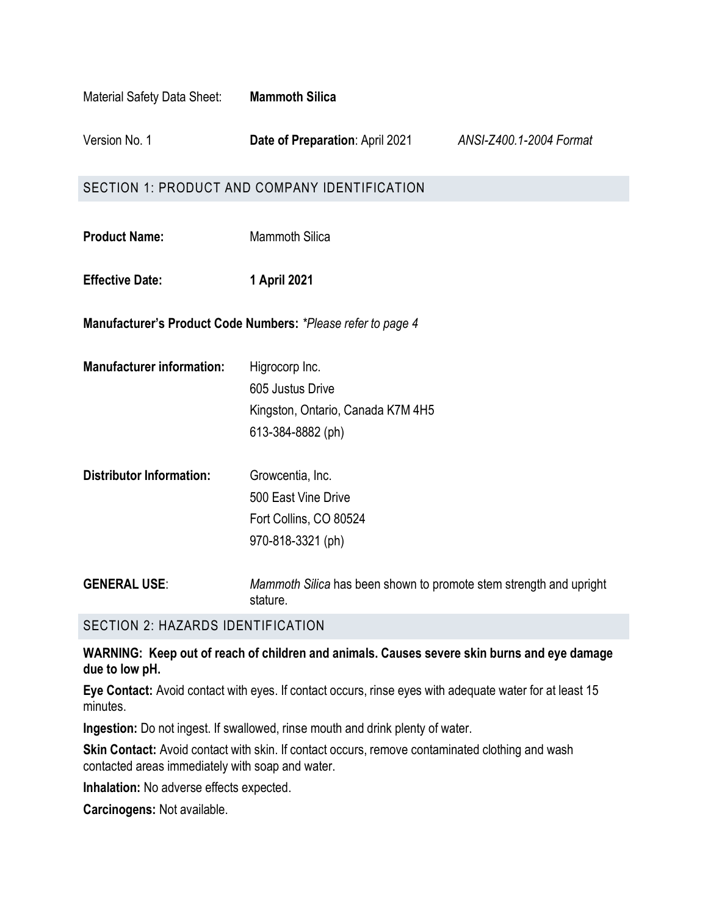Material Safety Data Sheet: **Mammoth Silica**

Version No. 1 **Date of Preparation**: April 2021 *ANSI-Z400.1-2004 Format*

## SECTION 1: PRODUCT AND COMPANY IDENTIFICATION

**Product Name:** Mammoth Silica

**Effective Date:** **1 April 2021**

**Manufacturer's Product Code Numbers:** *\*Please refer to page 4*

**Manufacturer information:**
Higrocorp Inc.
605 Justus Drive
Kingston, Ontario, Canada K7M 4H5
613-384-8882 (ph)

**Distributor Information:**
Growcentia, Inc.
500 East Vine Drive
Fort Collins, CO 80524
970-818-3321 (ph)

**GENERAL USE**: *Mammoth Silica* has been shown to promote stem strength and upright stature.

## SECTION 2: HAZARDS IDENTIFICATION

**WARNING: Keep out of reach of children and animals. Causes severe skin burns and eye damage due to low pH.**

**Eye Contact:** Avoid contact with eyes. If contact occurs, rinse eyes with adequate water for at least 15 minutes.

**Ingestion:** Do not ingest. If swallowed, rinse mouth and drink plenty of water.

**Skin Contact:** Avoid contact with skin. If contact occurs, remove contaminated clothing and wash contacted areas immediately with soap and water.

**Inhalation:** No adverse effects expected.

**Carcinogens:** Not available.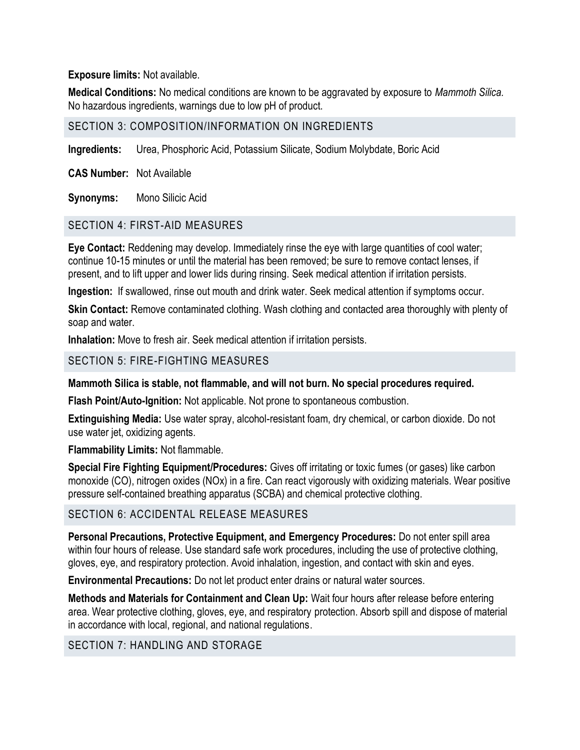**Exposure limits:** Not available.

**Medical Conditions:** No medical conditions are known to be aggravated by exposure to *Mammoth Silica.* No hazardous ingredients, warnings due to low pH of product.

## SECTION 3: COMPOSITION/INFORMATION ON INGREDIENTS

**Ingredients:** Urea, Phosphoric Acid, Potassium Silicate, Sodium Molybdate, Boric Acid

**CAS Number:** Not Available

**Synonyms:** Mono Silicic Acid

## SECTION 4: FIRST-AID MEASURES

**Eye Contact:** Reddening may develop. Immediately rinse the eye with large quantities of cool water; continue 10-15 minutes or until the material has been removed; be sure to remove contact lenses, if present, and to lift upper and lower lids during rinsing. Seek medical attention if irritation persists.

**Ingestion:** If swallowed, rinse out mouth and drink water. Seek medical attention if symptoms occur.

**Skin Contact:** Remove contaminated clothing. Wash clothing and contacted area thoroughly with plenty of soap and water.

**Inhalation:** Move to fresh air. Seek medical attention if irritation persists.

## SECTION 5: FIRE-FIGHTING MEASURES

**Mammoth Silica is stable, not flammable, and will not burn. No special procedures required.**

**Flash Point/Auto-Ignition:** Not applicable. Not prone to spontaneous combustion.

**Extinguishing Media:** Use water spray, alcohol-resistant foam, dry chemical, or carbon dioxide. Do not use water jet, oxidizing agents.

**Flammability Limits:** Not flammable.

**Special Fire Fighting Equipment/Procedures:** Gives off irritating or toxic fumes (or gases) like carbon monoxide (CO), nitrogen oxides (NOx) in a fire. Can react vigorously with oxidizing materials. Wear positive pressure self-contained breathing apparatus (SCBA) and chemical protective clothing.

## SECTION 6: ACCIDENTAL RELEASE MEASURES

**Personal Precautions, Protective Equipment, and Emergency Procedures:** Do not enter spill area within four hours of release. Use standard safe work procedures, including the use of protective clothing, gloves, eye, and respiratory protection. Avoid inhalation, ingestion, and contact with skin and eyes.

**Environmental Precautions:** Do not let product enter drains or natural water sources.

**Methods and Materials for Containment and Clean Up:** Wait four hours after release before entering area. Wear protective clothing, gloves, eye, and respiratory protection. Absorb spill and dispose of material in accordance with local, regional, and national regulations.

## SECTION 7: HANDLING AND STORAGE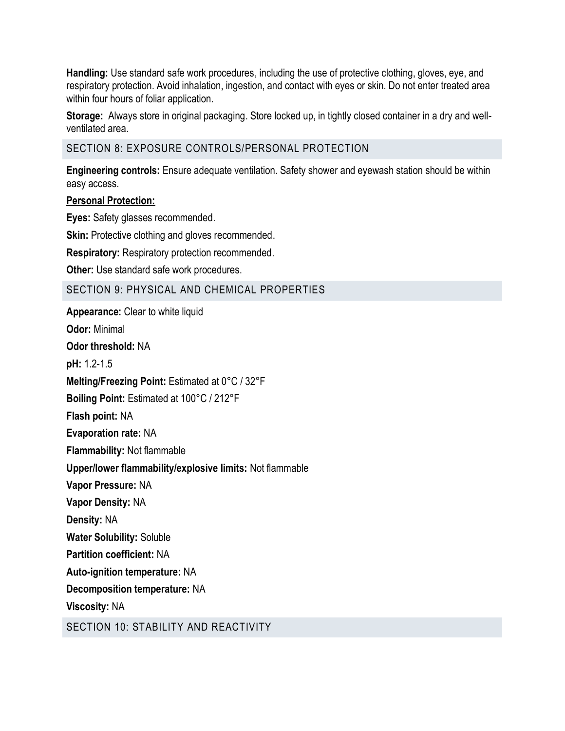**Handling:** Use standard safe work procedures, including the use of protective clothing, gloves, eye, and respiratory protection. Avoid inhalation, ingestion, and contact with eyes or skin. Do not enter treated area within four hours of foliar application.

**Storage:** Always store in original packaging. Store locked up, in tightly closed container in a dry and well-ventilated area.

## SECTION 8: EXPOSURE CONTROLS/PERSONAL PROTECTION

**Engineering controls:** Ensure adequate ventilation. Safety shower and eyewash station should be within easy access.

**Personal Protection:**

**Eyes:** Safety glasses recommended.

**Skin:** Protective clothing and gloves recommended.

**Respiratory:** Respiratory protection recommended.

**Other:** Use standard safe work procedures.

## SECTION 9: PHYSICAL AND CHEMICAL PROPERTIES

**Appearance:** Clear to white liquid

**Odor:** Minimal

**Odor threshold:** NA

**pH:** 1.2-1.5

**Melting/Freezing Point:** Estimated at 0°C / 32°F

**Boiling Point:** Estimated at 100°C / 212°F

**Flash point:** NA

**Evaporation rate:** NA

**Flammability:** Not flammable

**Upper/lower flammability/explosive limits:** Not flammable

**Vapor Pressure:** NA

**Vapor Density:** NA

**Density:** NA

**Water Solubility:** Soluble

**Partition coefficient:** NA

**Auto-ignition temperature:** NA

**Decomposition temperature:** NA

**Viscosity:** NA

## SECTION 10: STABILITY AND REACTIVITY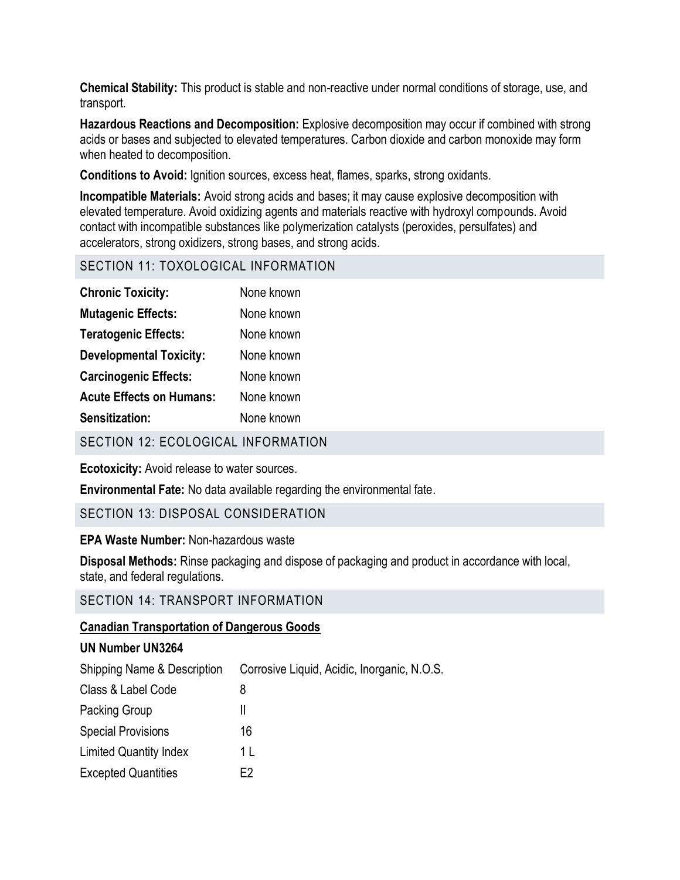**Chemical Stability:** This product is stable and non-reactive under normal conditions of storage, use, and transport.

**Hazardous Reactions and Decomposition:** Explosive decomposition may occur if combined with strong acids or bases and subjected to elevated temperatures. Carbon dioxide and carbon monoxide may form when heated to decomposition.

**Conditions to Avoid:** Ignition sources, excess heat, flames, sparks, strong oxidants.

**Incompatible Materials:** Avoid strong acids and bases; it may cause explosive decomposition with elevated temperature. Avoid oxidizing agents and materials reactive with hydroxyl compounds. Avoid contact with incompatible substances like polymerization catalysts (peroxides, persulfates) and accelerators, strong oxidizers, strong bases, and strong acids.

## SECTION 11: TOXOLOGICAL INFORMATION

| | |
|---|---|
| **Chronic Toxicity:** | None known |
| **Mutagenic Effects:** | None known |
| **Teratogenic Effects:** | None known |
| **Developmental Toxicity:** | None known |
| **Carcinogenic Effects:** | None known |
| **Acute Effects on Humans:** | None known |
| **Sensitization:** | None known |

## SECTION 12: ECOLOGICAL INFORMATION

**Ecotoxicity:** Avoid release to water sources.

**Environmental Fate:** No data available regarding the environmental fate.

## SECTION 13: DISPOSAL CONSIDERATION

**EPA Waste Number:** Non-hazardous waste

**Disposal Methods:** Rinse packaging and dispose of packaging and product in accordance with local, state, and federal regulations.

## SECTION 14: TRANSPORT INFORMATION

**Canadian Transportation of Dangerous Goods**

**UN Number UN3264**

| | |
|---|---|
| Shipping Name & Description | Corrosive Liquid, Acidic, Inorganic, N.O.S. |
| Class & Label Code | 8 |
| Packing Group | II |
| Special Provisions | 16 |
| Limited Quantity Index | 1 L |
| Excepted Quantities | E2 |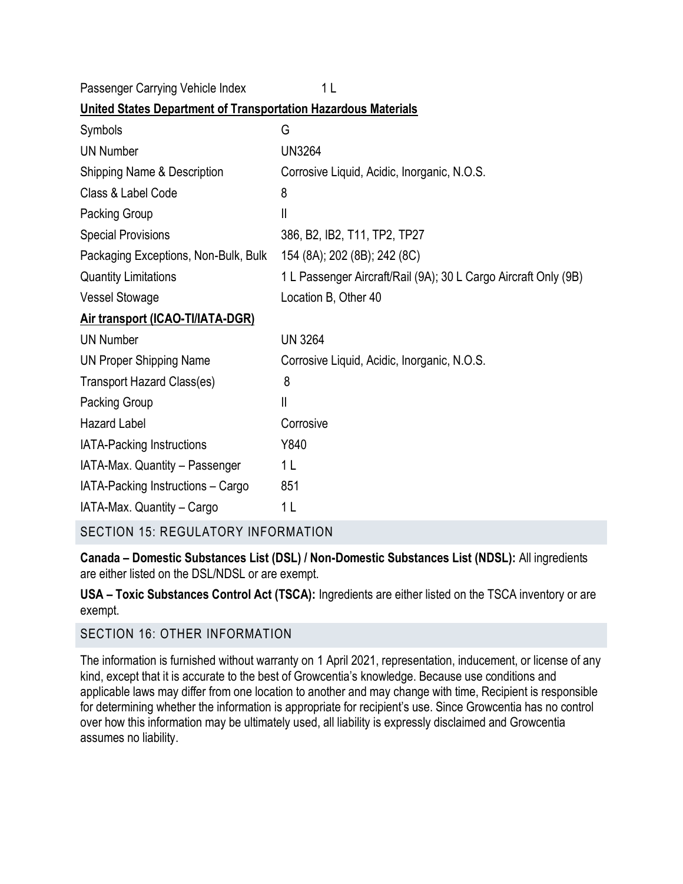| | |
|---|---|
| Passenger Carrying Vehicle Index | 1 L |

**United States Department of Transportation Hazardous Materials**

| | |
|---|---|
| Symbols | G |
| UN Number | UN3264 |
| Shipping Name & Description | Corrosive Liquid, Acidic, Inorganic, N.O.S. |
| Class & Label Code | 8 |
| Packing Group | II |
| Special Provisions | 386, B2, IB2, T11, TP2, TP27 |
| Packaging Exceptions, Non-Bulk, Bulk | 154 (8A); 202 (8B); 242 (8C) |
| Quantity Limitations | 1 L Passenger Aircraft/Rail (9A); 30 L Cargo Aircraft Only (9B) |
| Vessel Stowage | Location B, Other 40 |

**Air transport (ICAO-TI/IATA-DGR)**

| | |
|---|---|
| UN Number | UN 3264 |
| UN Proper Shipping Name | Corrosive Liquid, Acidic, Inorganic, N.O.S. |
| Transport Hazard Class(es) | 8 |
| Packing Group | II |
| Hazard Label | Corrosive |
| IATA-Packing Instructions | Y840 |
| IATA-Max. Quantity – Passenger | 1 L |
| IATA-Packing Instructions – Cargo | 851 |
| IATA-Max. Quantity – Cargo | 1 L |

## SECTION 15: REGULATORY INFORMATION

**Canada – Domestic Substances List (DSL) / Non-Domestic Substances List (NDSL):** All ingredients are either listed on the DSL/NDSL or are exempt.

**USA – Toxic Substances Control Act (TSCA):** Ingredients are either listed on the TSCA inventory or are exempt.

## SECTION 16: OTHER INFORMATION

The information is furnished without warranty on 1 April 2021, representation, inducement, or license of any kind, except that it is accurate to the best of Growcentia's knowledge. Because use conditions and applicable laws may differ from one location to another and may change with time, Recipient is responsible for determining whether the information is appropriate for recipient's use. Since Growcentia has no control over how this information may be ultimately used, all liability is expressly disclaimed and Growcentia assumes no liability.